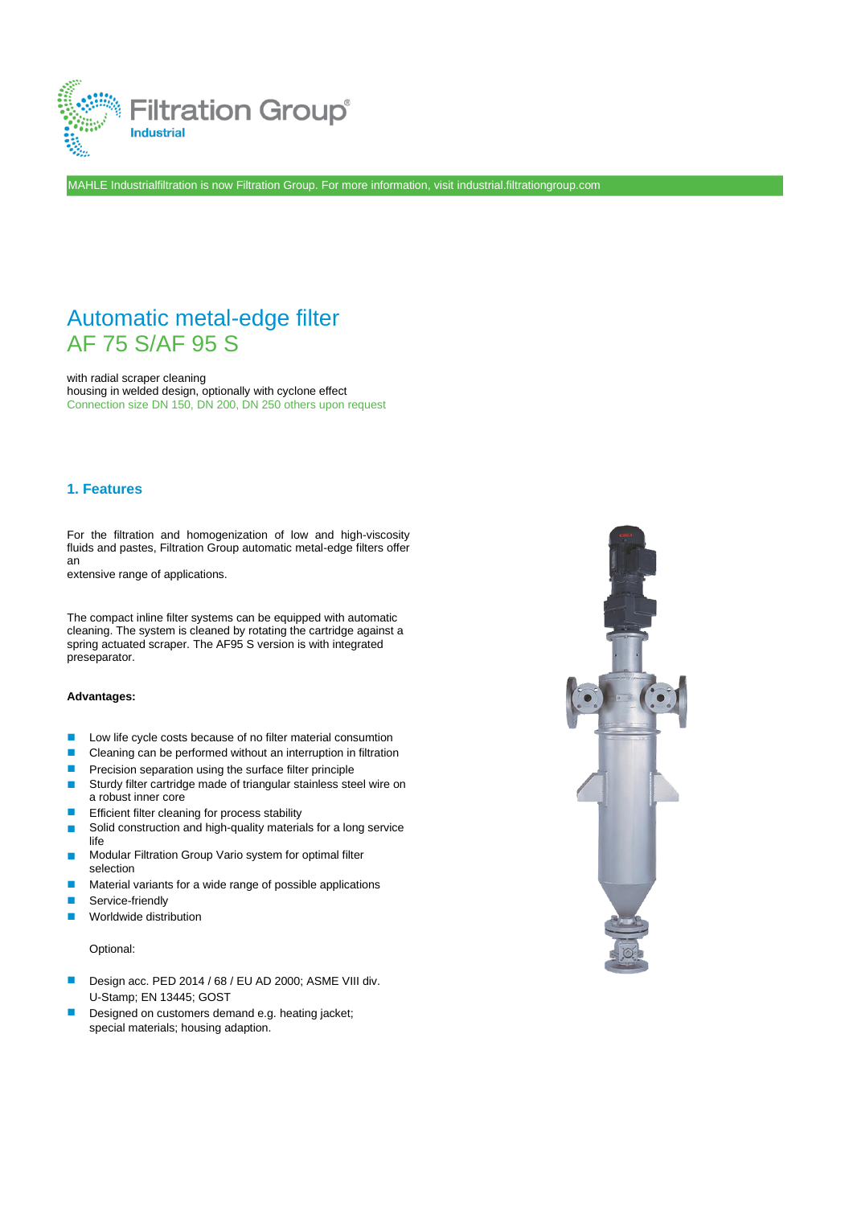Filtration Group® Industrial

MAHLE Industrialfiltration is now Filtration Group. For more information, visit industrial.filtrationgroup.com

# Automatic metal-edge filter
# AF 75 S/AF 95 S

with radial scraper cleaning
housing in welded design, optionally with cyclone effect
Connection size DN 150, DN 200, DN 250 others upon request

## 1. Features

For the filtration and homogenization of low and high-viscosity fluids and pastes, Filtration Group automatic metal-edge filters offer an
extensive range of applications.

The compact inline filter systems can be equipped with automatic cleaning. The system is cleaned by rotating the cartridge against a spring actuated scraper. The AF95 S version is with integrated preseparator.

**Advantages:**

- Low life cycle costs because of no filter material consumtion
- Cleaning can be performed without an interruption in filtration
- Precision separation using the surface filter principle
- Sturdy filter cartridge made of triangular stainless steel wire on a robust inner core
- Efficient filter cleaning for process stability
- Solid construction and high-quality materials for a long service life
- Modular Filtration Group Vario system for optimal filter selection
- Material variants for a wide range of possible applications
- Service-friendly
- Worldwide distribution

Optional:

- Design acc. PED 2014 / 68 / EU AD 2000; ASME VIII div. U-Stamp; EN 13445; GOST
- Designed on customers demand e.g. heating jacket; special materials; housing adaption.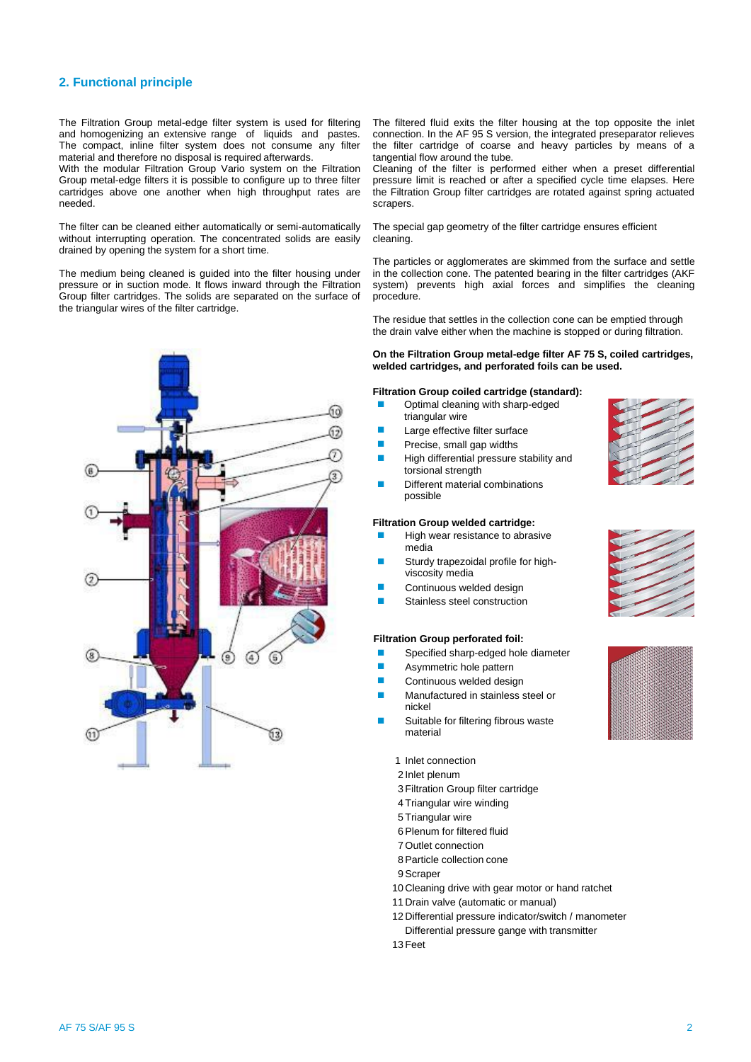## 2. Functional principle

The Filtration Group metal-edge filter system is used for filtering and homogenizing an extensive range of liquids and pastes. The compact, inline filter system does not consume any filter material and therefore no disposal is required afterwards.
With the modular Filtration Group Vario system on the Filtration Group metal-edge filters it is possible to configure up to three filter cartridges above one another when high throughput rates are needed.

The filter can be cleaned either automatically or semi-automatically without interrupting operation. The concentrated solids are easily drained by opening the system for a short time.

The medium being cleaned is guided into the filter housing under pressure or in suction mode. It flows inward through the Filtration Group filter cartridges. The solids are separated on the surface of the triangular wires of the filter cartridge.

The filtered fluid exits the filter housing at the top opposite the inlet connection. In the AF 95 S version, the integrated preseparator relieves the filter cartridge of coarse and heavy particles by means of a tangential flow around the tube.
Cleaning of the filter is performed either when a preset differential pressure limit is reached or after a specified cycle time elapses. Here the Filtration Group filter cartridges are rotated against spring actuated scrapers.

The special gap geometry of the filter cartridge ensures efficient cleaning.

The particles or agglomerates are skimmed from the surface and settle in the collection cone. The patented bearing in the filter cartridges (AKF system) prevents high axial forces and simplifies the cleaning procedure.

The residue that settles in the collection cone can be emptied through the drain valve either when the machine is stopped or during filtration.

**On the Filtration Group metal-edge filter AF 75 S, coiled cartridges, welded cartridges, and perforated foils can be used.**

**Filtration Group coiled cartridge (standard):**

- Optimal cleaning with sharp-edged triangular wire
- Large effective filter surface
- Precise, small gap widths
- High differential pressure stability and torsional strength
- Different material combinations possible

**Filtration Group welded cartridge:**

- High wear resistance to abrasive media
- Sturdy trapezoidal profile for high-viscosity media
- Continuous welded design
- Stainless steel construction

**Filtration Group perforated foil:**

- Specified sharp-edged hole diameter
- Asymmetric hole pattern
- Continuous welded design
- Manufactured in stainless steel or nickel
- Suitable for filtering fibrous waste material

1 Inlet connection
2 Inlet plenum
3 Filtration Group filter cartridge
4 Triangular wire winding
5 Triangular wire
6 Plenum for filtered fluid
7 Outlet connection
8 Particle collection cone
9 Scraper
10 Cleaning drive with gear motor or hand ratchet
11 Drain valve (automatic or manual)
12 Differential pressure indicator/switch / manometer
Differential pressure gange with transmitter
13 Feet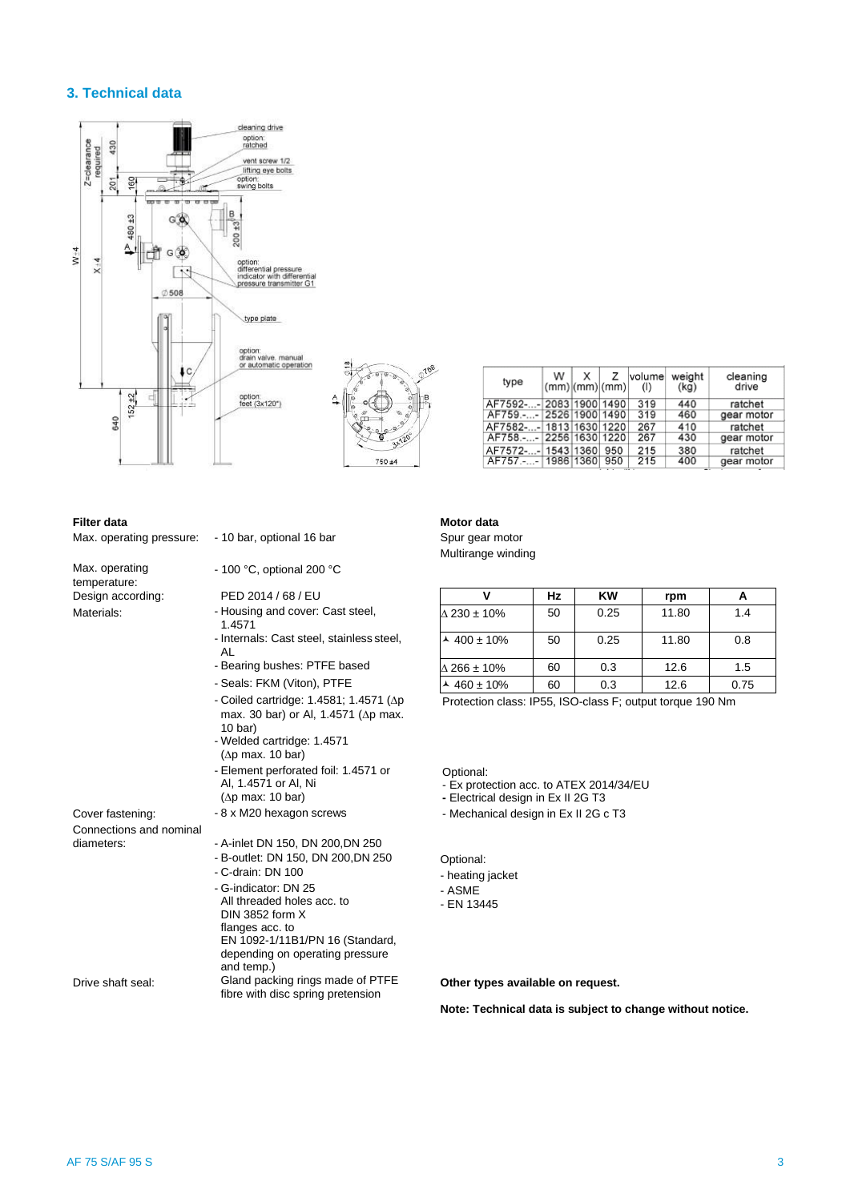## 3. Technical data

| type | W (mm) | X (mm) | Z (mm) | volume (l) | weight (kg) | cleaning drive |
|---|---|---|---|---|---|---|
| AF7592-...- | 2083 | 1900 | 1490 | 319 | 440 | ratchet |
| AF759.-...- | 2526 | 1900 | 1490 | 319 | 460 | gear motor |
| AF7582-...- | 1813 | 1630 | 1220 | 267 | 410 | ratchet |
| AF758.-...- | 2256 | 1630 | 1220 | 267 | 430 | gear motor |
| AF7572-...- | 1543 | 1360 | 950 | 215 | 380 | ratchet |
| AF757.-...- | 1986 | 1360 | 950 | 215 | 400 | gear motor |

**Filter data**

Max. operating pressure: - 10 bar, optional 16 bar

Max. operating temperature: - 100 °C, optional 200 °C

Design according: PED 2014 / 68 / EU

Materials:
- Housing and cover: Cast steel, 1.4571
- Internals: Cast steel, stainless steel, AL
- Bearing bushes: PTFE based
- Seals: FKM (Viton), PTFE
- Coiled cartridge: 1.4581; 1.4571 (Δp max. 30 bar) or Al, 1.4571 (Δp max. 10 bar)
- Welded cartridge: 1.4571 (Δp max. 10 bar)
- Element perforated foil: 1.4571 or Al, 1.4571 or Al, Ni (Δp max: 10 bar)

Cover fastening: - 8 x M20 hexagon screws

Connections and nominal diameters:
- A-inlet DN 150, DN 200,DN 250
- B-outlet: DN 150, DN 200,DN 250
- C-drain: DN 100
- G-indicator: DN 25
  All threaded holes acc. to DIN 3852 form X
  flanges acc. to EN 1092-1/11B1/PN 16 (Standard, depending on operating pressure and temp.)

Drive shaft seal: Gland packing rings made of PTFE fibre with disc spring pretension

**Motor data**

Spur gear motor
Multirange winding

| V | Hz | KW | rpm | A |
|---|---|---|---|---|
| Δ 230 ± 10% | 50 | 0.25 | 11.80 | 1.4 |
| ⅄ 400 ± 10% | 50 | 0.25 | 11.80 | 0.8 |
| Δ 266 ± 10% | 60 | 0.3 | 12.6 | 1.5 |
| ⅄ 460 ± 10% | 60 | 0.3 | 12.6 | 0.75 |

Protection class: IP55, ISO-class F; output torque 190 Nm

Optional:
- Ex protection acc. to ATEX 2014/34/EU
- Electrical design in Ex II 2G T3
- Mechanical design in Ex II 2G c T3

Optional:
- heating jacket
- ASME
- EN 13445

**Other types available on request.**

**Note: Technical data is subject to change without notice.**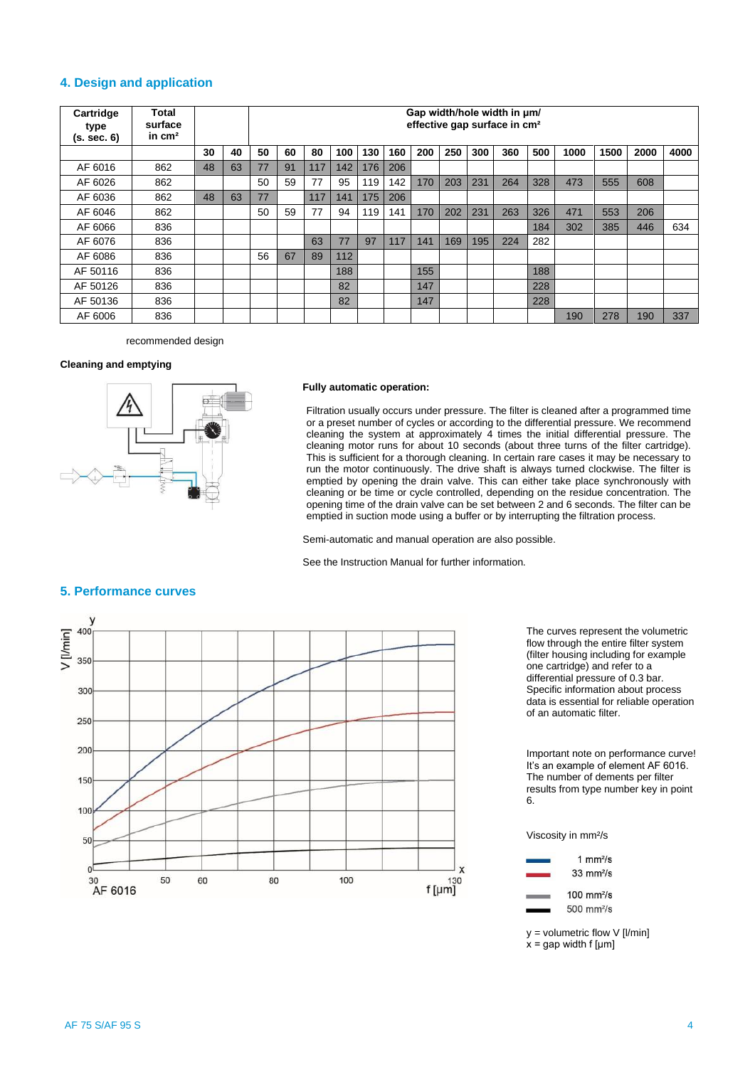## 4. Design and application

| Cartridge type (s. sec. 6) | Total surface in cm² | Gap width/hole width in µm/ effective gap surface in cm² | | | | | | | | | | | | | | | | |
|---|---|---|---|---|---|---|---|---|---|---|---|---|---|---|---|---|---|---|
| | | 30 | 40 | 50 | 60 | 80 | 100 | 130 | 160 | 200 | 250 | 300 | 360 | 500 | 1000 | 1500 | 2000 | 4000 |
| AF 6016 | 862 | 48 | 63 | 77 | 91 | 117 | 142 | 176 | 206 | | | | | | | | | |
| AF 6026 | 862 | | | 50 | 59 | 77 | 95 | 119 | 142 | 170 | 203 | 231 | 264 | 328 | 473 | 555 | 608 | |
| AF 6036 | 862 | 48 | 63 | 77 | | 117 | 141 | 175 | 206 | | | | | | | | | |
| AF 6046 | 862 | | | 50 | 59 | 77 | 94 | 119 | 141 | 170 | 202 | 231 | 263 | 326 | 471 | 553 | 206 | |
| AF 6066 | 836 | | | | | | | | | | | | | 184 | 302 | 385 | 446 | 634 |
| AF 6076 | 836 | | | | | 63 | 77 | 97 | 117 | 141 | 169 | 195 | 224 | 282 | | | | |
| AF 6086 | 836 | | | 56 | 67 | 89 | 112 | | | | | | | | | | | |
| AF 50116 | 836 | | | | | | 188 | | | 155 | | | | 188 | | | | |
| AF 50126 | 836 | | | | | | 82 | | | 147 | | | | 228 | | | | |
| AF 50136 | 836 | | | | | | 82 | | | 147 | | | | 228 | | | | |
| AF 6006 | 836 | | | | | | | | | | | | | | 190 | 278 | 190 | 337 |

recommended design

**Cleaning and emptying**

**Fully automatic operation:**

Filtration usually occurs under pressure. The filter is cleaned after a programmed time or a preset number of cycles or according to the differential pressure. We recommend cleaning the system at approximately 4 times the initial differential pressure. The cleaning motor runs for about 10 seconds (about three turns of the filter cartridge). This is sufficient for a thorough cleaning. In certain rare cases it may be necessary to run the motor continuously. The drive shaft is always turned clockwise. The filter is emptied by opening the drain valve. This can either take place synchronously with cleaning or be time or cycle controlled, depending on the residue concentration. The opening time of the drain valve can be set between 2 and 6 seconds. The filter can be emptied in suction mode using a buffer or by interrupting the filtration process.

Semi-automatic and manual operation are also possible.

See the Instruction Manual for further information.

## 5. Performance curves

The curves represent the volumetric flow through the entire filter system (filter housing including for example one cartridge) and refer to a differential pressure of 0.3 bar. Specific information about process data is essential for reliable operation of an automatic filter.

Important note on performance curve! It's an example of element AF 6016. The number of dements per filter results from type number key in point 6.

Viscosity in mm²/s

- 1 mm²/s
- 33 mm²/s
- 100 mm²/s
- 500 mm²/s

y = volumetric flow V [l/min]
x = gap width f [µm]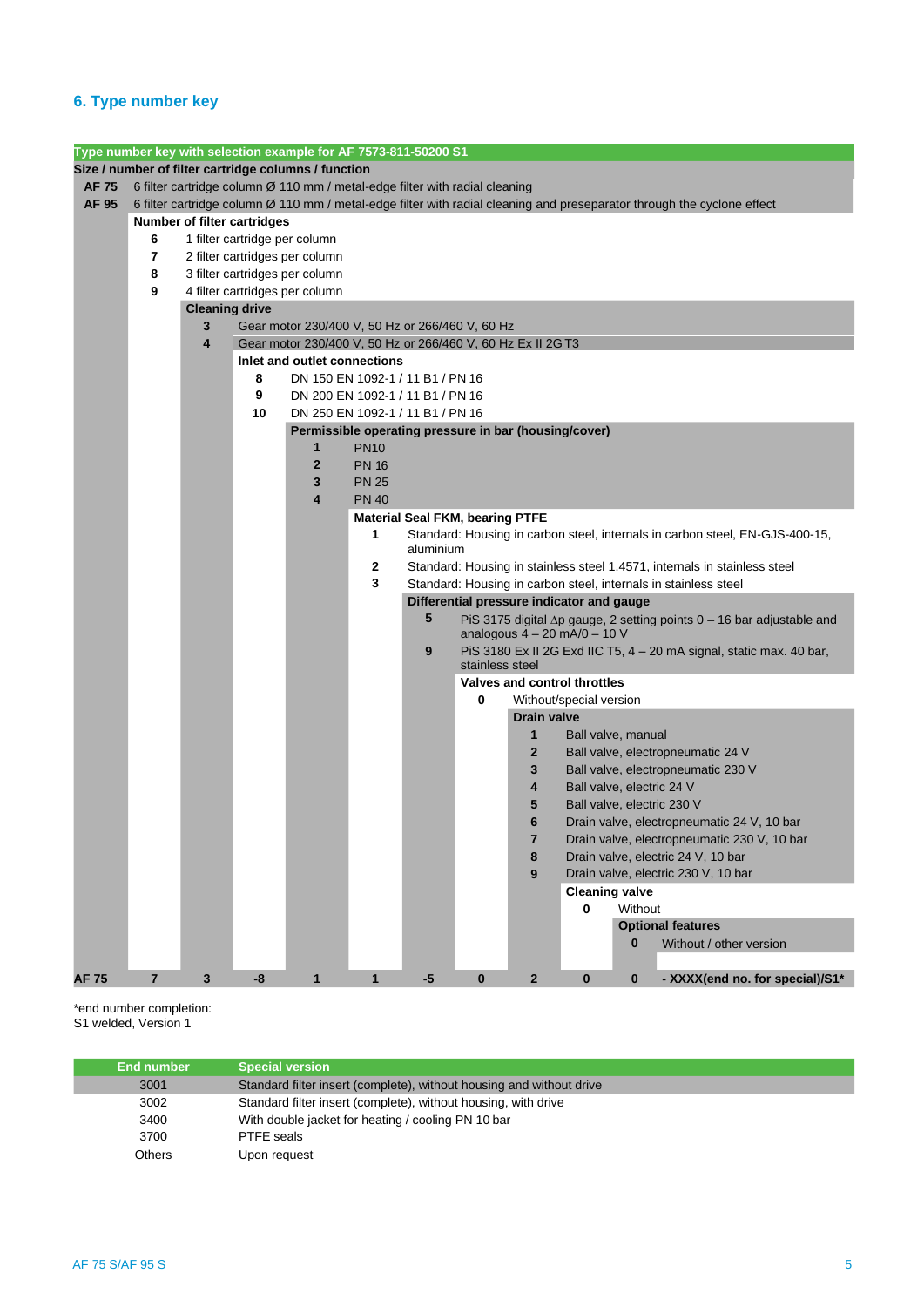## 6. Type number key

**Type number key with selection example for AF 7573-811-50200 S1**

**Size / number of filter cartridge columns / function**

- **AF 75** 6 filter cartridge column Ø 110 mm / metal-edge filter with radial cleaning
- **AF 95** 6 filter cartridge column Ø 110 mm / metal-edge filter with radial cleaning and preseparator through the cyclone effect

**Number of filter cartridges**

- **6** 1 filter cartridge per column
- **7** 2 filter cartridges per column
- **8** 3 filter cartridges per column
- **9** 4 filter cartridges per column

**Cleaning drive**

- **3** Gear motor 230/400 V, 50 Hz or 266/460 V, 60 Hz
- **4** Gear motor 230/400 V, 50 Hz or 266/460 V, 60 Hz Ex II 2G T3

**Inlet and outlet connections**

- **8** DN 150 EN 1092-1 / 11 B1 / PN 16
- **9** DN 200 EN 1092-1 / 11 B1 / PN 16
- **10** DN 250 EN 1092-1 / 11 B1 / PN 16

**Permissible operating pressure in bar (housing/cover)**

- **1** PN10
- **2** PN 16
- **3** PN 25
- **4** PN 40

**Material Seal FKM, bearing PTFE**

- **1** Standard: Housing in carbon steel, internals in carbon steel, EN-GJS-400-15, aluminium
- **2** Standard: Housing in stainless steel 1.4571, internals in stainless steel
- **3** Standard: Housing in carbon steel, internals in stainless steel

**Differential pressure indicator and gauge**

- **5** PiS 3175 digital ∆p gauge, 2 setting points 0 – 16 bar adjustable and analogous 4 – 20 mA/0 – 10 V
- **9** PiS 3180 Ex II 2G Exd IIC T5, 4 – 20 mA signal, static max. 40 bar, stainless steel

**Valves and control throttles**

- **0** Without/special version

**Drain valve**

- **1** Ball valve, manual
- **2** Ball valve, electropneumatic 24 V
- **3** Ball valve, electropneumatic 230 V
- **4** Ball valve, electric 24 V
- **5** Ball valve, electric 230 V
- **6** Drain valve, electropneumatic 24 V, 10 bar
- **7** Drain valve, electropneumatic 230 V, 10 bar
- **8** Drain valve, electric 24 V, 10 bar
- **9** Drain valve, electric 230 V, 10 bar

**Cleaning valve**

- **0** Without

**Optional features**

- **0** Without / other version

| AF 75 | 7 | 3 | -8 | 1 | 1 | -5 | 0 | 2 | 0 | 0 | - XXXX(end no. for special)/S1* |
|---|---|---|---|---|---|---|---|---|---|---|---|

*end number completion:
S1 welded, Version 1

| End number | Special version |
|---|---|
| 3001 | Standard filter insert (complete), without housing and without drive |
| 3002 | Standard filter insert (complete), without housing, with drive |
| 3400 | With double jacket for heating / cooling PN 10 bar |
| 3700 | PTFE seals |
| Others | Upon request |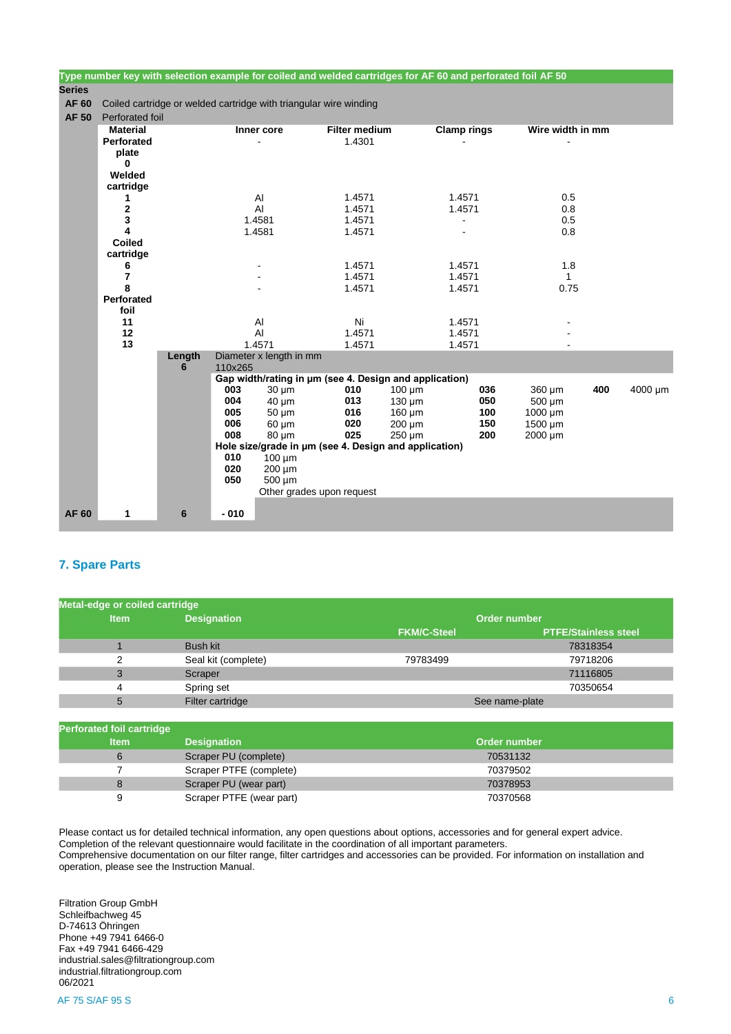**Type number key with selection example for coiled and welded cartridges for AF 60 and perforated foil AF 50**

**Series**

| | | | | | | |
|---|---|---|---|---|---|---|
| **AF 60** | Coiled cartridge or welded cartridge with triangular wire winding | | | | | |
| **AF 50** | Perforated foil | | | | | |
| | **Material** | | **Inner core** | **Filter medium** | **Clamp rings** | **Wire width in mm** |
| | **Perforated plate** | | | | | |
| | **0** | | - | 1.4301 | - | - |
| | **Welded cartridge** | | | | | |
| | **1** | | Al | 1.4571 | 1.4571 | 0.5 |
| | **2** | | Al | 1.4571 | 1.4571 | 0.8 |
| | **3** | | 1.4581 | 1.4571 | - | 0.5 |
| | **4** | | 1.4581 | 1.4571 | - | 0.8 |
| | **Coiled cartridge** | | | | | |
| | **6** | | - | 1.4571 | 1.4571 | 1.8 |
| | **7** | | - | 1.4571 | 1.4571 | 1 |
| | **8** | | - | 1.4571 | 1.4571 | 0.75 |
| | **Perforated foil** | | | | | |
| | **11** | | Al | Ni | 1.4571 | - |
| | **12** | | Al | 1.4571 | 1.4571 | - |
| | **13** | | 1.4571 | 1.4571 | 1.4571 | - |

**Length**

| | |
|---|---|
| | Diameter x length in mm |
| **6** | 110x265 |

**Gap width/rating in µm (see 4. Design and application)**

| | | | | | | | |
|---|---|---|---|---|---|---|---|
| **003** | 30 µm | **010** | 100 µm | **036** | 360 µm | **400** | 4000 µm |
| **004** | 40 µm | **013** | 130 µm | **050** | 500 µm | | |
| **005** | 50 µm | **016** | 160 µm | **100** | 1000 µm | | |
| **006** | 60 µm | **020** | 200 µm | **150** | 1500 µm | | |
| **008** | 80 µm | **025** | 250 µm | **200** | 2000 µm | | |

**Hole size/grade in µm (see 4. Design and application)**

| | |
|---|---|
| **010** | 100 µm |
| **020** | 200 µm |
| **050** | 500 µm |

Other grades upon request

**Selection example:**

| | | | |
|---|---|---|---|
| **AF 60** | **1** | **6** | **- 010** |

## 7. Spare Parts

**Metal-edge or coiled cartridge**

| Item | Designation | Order number FKM/C-Steel | Order number PTFE/Stainless steel |
|---|---|---|---|
| 1 | Bush kit | | 78318354 |
| 2 | Seal kit (complete) | 79783499 | 79718206 |
| 3 | Scraper | | 71116805 |
| 4 | Spring set | | 70350654 |
| 5 | Filter cartridge | See name-plate | |

**Perforated foil cartridge**

| Item | Designation | Order number |
|---|---|---|
| 6 | Scraper PU (complete) | 70531132 |
| 7 | Scraper PTFE (complete) | 70379502 |
| 8 | Scraper PU (wear part) | 70378953 |
| 9 | Scraper PTFE (wear part) | 70370568 |

Please contact us for detailed technical information, any open questions about options, accessories and for general expert advice.
Completion of the relevant questionnaire would facilitate in the coordination of all important parameters.
Comprehensive documentation on our filter range, filter cartridges and accessories can be provided. For information on installation and operation, please see the Instruction Manual.

Filtration Group GmbH
Schleifbachweg 45
D-74613 Öhringen
Phone +49 7941 6466-0
Fax +49 7941 6466-429
industrial.sales@filtrationgroup.com
industrial.filtrationgroup.com
06/2021